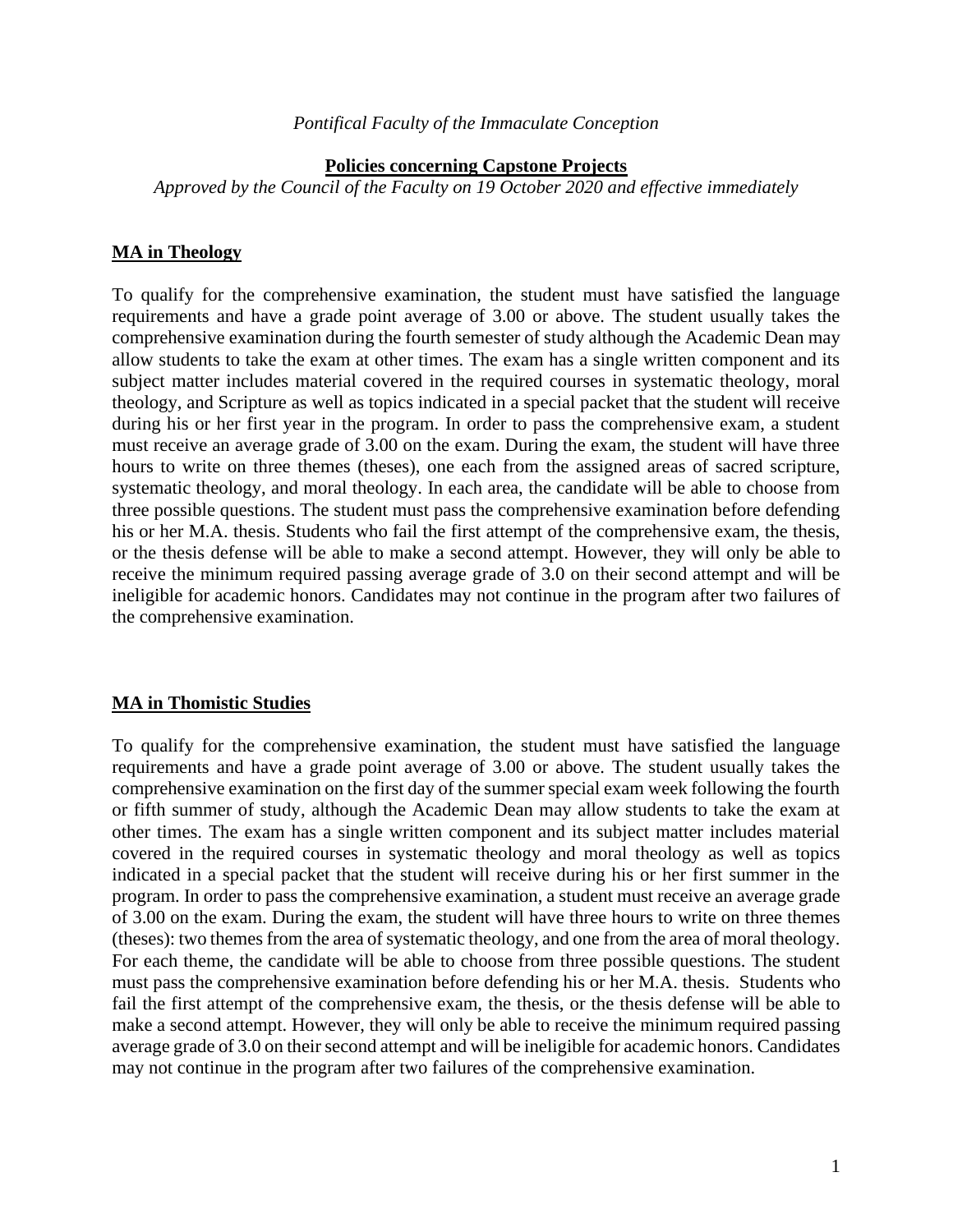*Pontifical Faculty of the Immaculate Conception*

**Policies concerning Capstone Projects**

*Approved by the Council of the Faculty on 19 October 2020 and effective immediately*

## MA in Theology

To qualify for the comprehensive examination, the student must have satisfied the language requirements and have a grade point average of 3.00 or above. The student usually takes the comprehensive examination during the fourth semester of study although the Academic Dean may allow students to take the exam at other times. The exam has a single written component and its subject matter includes material covered in the required courses in systematic theology, moral theology, and Scripture as well as topics indicated in a special packet that the student will receive during his or her first year in the program. In order to pass the comprehensive exam, a student must receive an average grade of 3.00 on the exam. During the exam, the student will have three hours to write on three themes (theses), one each from the assigned areas of sacred scripture, systematic theology, and moral theology. In each area, the candidate will be able to choose from three possible questions. The student must pass the comprehensive examination before defending his or her M.A. thesis. Students who fail the first attempt of the comprehensive exam, the thesis, or the thesis defense will be able to make a second attempt. However, they will only be able to receive the minimum required passing average grade of 3.0 on their second attempt and will be ineligible for academic honors. Candidates may not continue in the program after two failures of the comprehensive examination.

## MA in Thomistic Studies

To qualify for the comprehensive examination, the student must have satisfied the language requirements and have a grade point average of 3.00 or above. The student usually takes the comprehensive examination on the first day of the summer special exam week following the fourth or fifth summer of study, although the Academic Dean may allow students to take the exam at other times. The exam has a single written component and its subject matter includes material covered in the required courses in systematic theology and moral theology as well as topics indicated in a special packet that the student will receive during his or her first summer in the program. In order to pass the comprehensive examination, a student must receive an average grade of 3.00 on the exam. During the exam, the student will have three hours to write on three themes (theses): two themes from the area of systematic theology, and one from the area of moral theology. For each theme, the candidate will be able to choose from three possible questions. The student must pass the comprehensive examination before defending his or her M.A. thesis. Students who fail the first attempt of the comprehensive exam, the thesis, or the thesis defense will be able to make a second attempt. However, they will only be able to receive the minimum required passing average grade of 3.0 on their second attempt and will be ineligible for academic honors. Candidates may not continue in the program after two failures of the comprehensive examination.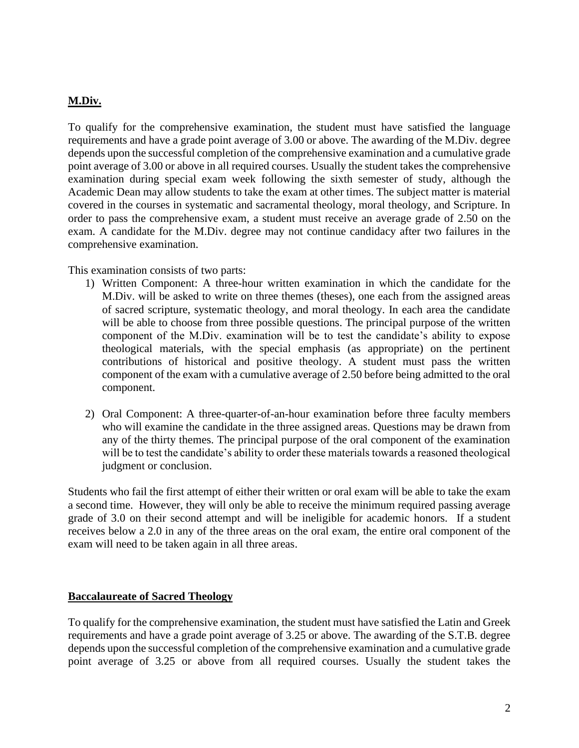**M.Div.**

To qualify for the comprehensive examination, the student must have satisfied the language requirements and have a grade point average of 3.00 or above. The awarding of the M.Div. degree depends upon the successful completion of the comprehensive examination and a cumulative grade point average of 3.00 or above in all required courses. Usually the student takes the comprehensive examination during special exam week following the sixth semester of study, although the Academic Dean may allow students to take the exam at other times. The subject matter is material covered in the courses in systematic and sacramental theology, moral theology, and Scripture. In order to pass the comprehensive exam, a student must receive an average grade of 2.50 on the exam. A candidate for the M.Div. degree may not continue candidacy after two failures in the comprehensive examination.

This examination consists of two parts:

1) Written Component: A three-hour written examination in which the candidate for the M.Div. will be asked to write on three themes (theses), one each from the assigned areas of sacred scripture, systematic theology, and moral theology. In each area the candidate will be able to choose from three possible questions. The principal purpose of the written component of the M.Div. examination will be to test the candidate's ability to expose theological materials, with the special emphasis (as appropriate) on the pertinent contributions of historical and positive theology. A student must pass the written component of the exam with a cumulative average of 2.50 before being admitted to the oral component.

2) Oral Component: A three-quarter-of-an-hour examination before three faculty members who will examine the candidate in the three assigned areas. Questions may be drawn from any of the thirty themes. The principal purpose of the oral component of the examination will be to test the candidate's ability to order these materials towards a reasoned theological judgment or conclusion.

Students who fail the first attempt of either their written or oral exam will be able to take the exam a second time. However, they will only be able to receive the minimum required passing average grade of 3.0 on their second attempt and will be ineligible for academic honors. If a student receives below a 2.0 in any of the three areas on the oral exam, the entire oral component of the exam will need to be taken again in all three areas.

**Baccalaureate of Sacred Theology**

To qualify for the comprehensive examination, the student must have satisfied the Latin and Greek requirements and have a grade point average of 3.25 or above. The awarding of the S.T.B. degree depends upon the successful completion of the comprehensive examination and a cumulative grade point average of 3.25 or above from all required courses. Usually the student takes the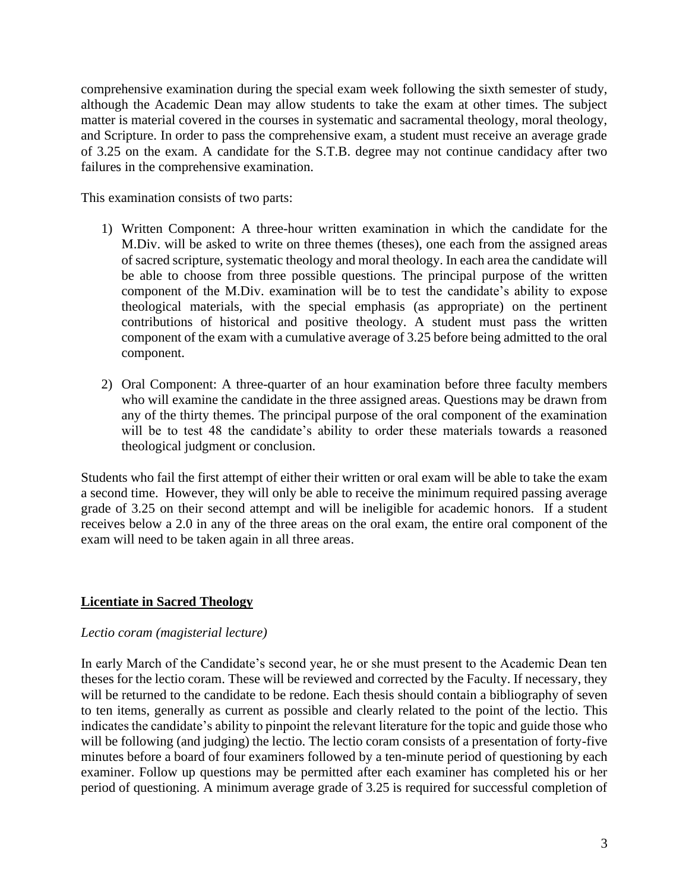comprehensive examination during the special exam week following the sixth semester of study, although the Academic Dean may allow students to take the exam at other times. The subject matter is material covered in the courses in systematic and sacramental theology, moral theology, and Scripture. In order to pass the comprehensive exam, a student must receive an average grade of 3.25 on the exam. A candidate for the S.T.B. degree may not continue candidacy after two failures in the comprehensive examination.

This examination consists of two parts:

1) Written Component: A three-hour written examination in which the candidate for the M.Div. will be asked to write on three themes (theses), one each from the assigned areas of sacred scripture, systematic theology and moral theology. In each area the candidate will be able to choose from three possible questions. The principal purpose of the written component of the M.Div. examination will be to test the candidate's ability to expose theological materials, with the special emphasis (as appropriate) on the pertinent contributions of historical and positive theology. A student must pass the written component of the exam with a cumulative average of 3.25 before being admitted to the oral component.

2) Oral Component: A three-quarter of an hour examination before three faculty members who will examine the candidate in the three assigned areas. Questions may be drawn from any of the thirty themes. The principal purpose of the oral component of the examination will be to test 48 the candidate's ability to order these materials towards a reasoned theological judgment or conclusion.

Students who fail the first attempt of either their written or oral exam will be able to take the exam a second time. However, they will only be able to receive the minimum required passing average grade of 3.25 on their second attempt and will be ineligible for academic honors. If a student receives below a 2.0 in any of the three areas on the oral exam, the entire oral component of the exam will need to be taken again in all three areas.

## Licentiate in Sacred Theology

*Lectio coram (magisterial lecture)*

In early March of the Candidate's second year, he or she must present to the Academic Dean ten theses for the lectio coram. These will be reviewed and corrected by the Faculty. If necessary, they will be returned to the candidate to be redone. Each thesis should contain a bibliography of seven to ten items, generally as current as possible and clearly related to the point of the lectio. This indicates the candidate's ability to pinpoint the relevant literature for the topic and guide those who will be following (and judging) the lectio. The lectio coram consists of a presentation of forty-five minutes before a board of four examiners followed by a ten-minute period of questioning by each examiner. Follow up questions may be permitted after each examiner has completed his or her period of questioning. A minimum average grade of 3.25 is required for successful completion of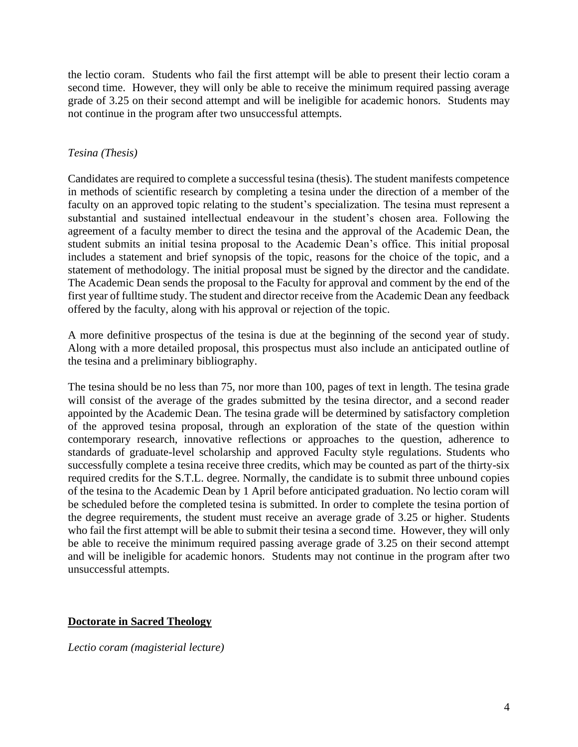the lectio coram. Students who fail the first attempt will be able to present their lectio coram a second time. However, they will only be able to receive the minimum required passing average grade of 3.25 on their second attempt and will be ineligible for academic honors. Students may not continue in the program after two unsuccessful attempts.

*Tesina (Thesis)*

Candidates are required to complete a successful tesina (thesis). The student manifests competence in methods of scientific research by completing a tesina under the direction of a member of the faculty on an approved topic relating to the student's specialization. The tesina must represent a substantial and sustained intellectual endeavour in the student's chosen area. Following the agreement of a faculty member to direct the tesina and the approval of the Academic Dean, the student submits an initial tesina proposal to the Academic Dean's office. This initial proposal includes a statement and brief synopsis of the topic, reasons for the choice of the topic, and a statement of methodology. The initial proposal must be signed by the director and the candidate. The Academic Dean sends the proposal to the Faculty for approval and comment by the end of the first year of fulltime study. The student and director receive from the Academic Dean any feedback offered by the faculty, along with his approval or rejection of the topic.

A more definitive prospectus of the tesina is due at the beginning of the second year of study. Along with a more detailed proposal, this prospectus must also include an anticipated outline of the tesina and a preliminary bibliography.

The tesina should be no less than 75, nor more than 100, pages of text in length. The tesina grade will consist of the average of the grades submitted by the tesina director, and a second reader appointed by the Academic Dean. The tesina grade will be determined by satisfactory completion of the approved tesina proposal, through an exploration of the state of the question within contemporary research, innovative reflections or approaches to the question, adherence to standards of graduate-level scholarship and approved Faculty style regulations. Students who successfully complete a tesina receive three credits, which may be counted as part of the thirty-six required credits for the S.T.L. degree. Normally, the candidate is to submit three unbound copies of the tesina to the Academic Dean by 1 April before anticipated graduation. No lectio coram will be scheduled before the completed tesina is submitted. In order to complete the tesina portion of the degree requirements, the student must receive an average grade of 3.25 or higher. Students who fail the first attempt will be able to submit their tesina a second time. However, they will only be able to receive the minimum required passing average grade of 3.25 on their second attempt and will be ineligible for academic honors. Students may not continue in the program after two unsuccessful attempts.

## Doctorate in Sacred Theology

*Lectio coram (magisterial lecture)*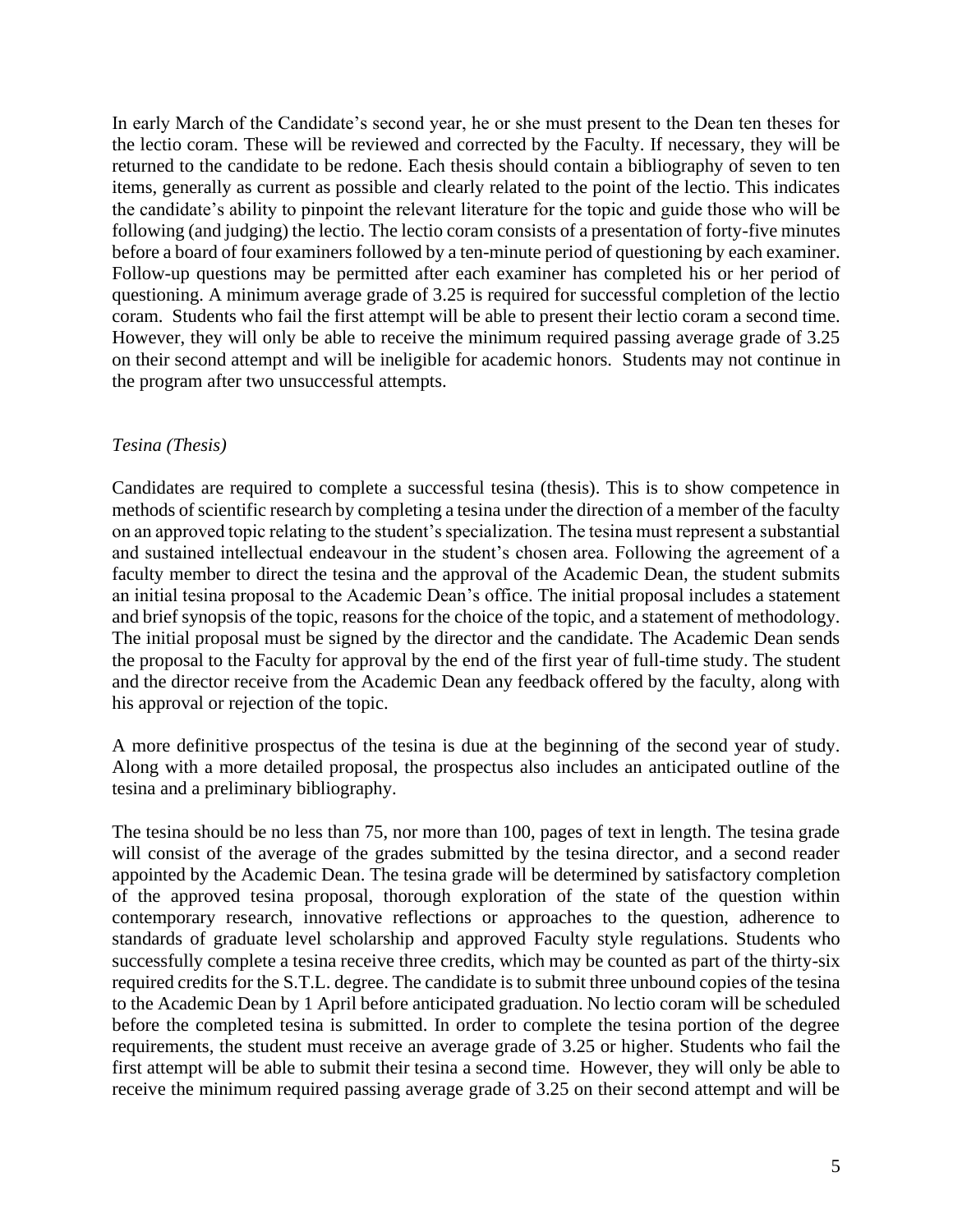In early March of the Candidate's second year, he or she must present to the Dean ten theses for the lectio coram. These will be reviewed and corrected by the Faculty. If necessary, they will be returned to the candidate to be redone. Each thesis should contain a bibliography of seven to ten items, generally as current as possible and clearly related to the point of the lectio. This indicates the candidate's ability to pinpoint the relevant literature for the topic and guide those who will be following (and judging) the lectio. The lectio coram consists of a presentation of forty-five minutes before a board of four examiners followed by a ten-minute period of questioning by each examiner. Follow-up questions may be permitted after each examiner has completed his or her period of questioning. A minimum average grade of 3.25 is required for successful completion of the lectio coram. Students who fail the first attempt will be able to present their lectio coram a second time. However, they will only be able to receive the minimum required passing average grade of 3.25 on their second attempt and will be ineligible for academic honors. Students may not continue in the program after two unsuccessful attempts.

*Tesina (Thesis)*

Candidates are required to complete a successful tesina (thesis). This is to show competence in methods of scientific research by completing a tesina under the direction of a member of the faculty on an approved topic relating to the student's specialization. The tesina must represent a substantial and sustained intellectual endeavour in the student's chosen area. Following the agreement of a faculty member to direct the tesina and the approval of the Academic Dean, the student submits an initial tesina proposal to the Academic Dean's office. The initial proposal includes a statement and brief synopsis of the topic, reasons for the choice of the topic, and a statement of methodology. The initial proposal must be signed by the director and the candidate. The Academic Dean sends the proposal to the Faculty for approval by the end of the first year of full-time study. The student and the director receive from the Academic Dean any feedback offered by the faculty, along with his approval or rejection of the topic.

A more definitive prospectus of the tesina is due at the beginning of the second year of study. Along with a more detailed proposal, the prospectus also includes an anticipated outline of the tesina and a preliminary bibliography.

The tesina should be no less than 75, nor more than 100, pages of text in length. The tesina grade will consist of the average of the grades submitted by the tesina director, and a second reader appointed by the Academic Dean. The tesina grade will be determined by satisfactory completion of the approved tesina proposal, thorough exploration of the state of the question within contemporary research, innovative reflections or approaches to the question, adherence to standards of graduate level scholarship and approved Faculty style regulations. Students who successfully complete a tesina receive three credits, which may be counted as part of the thirty-six required credits for the S.T.L. degree. The candidate is to submit three unbound copies of the tesina to the Academic Dean by 1 April before anticipated graduation. No lectio coram will be scheduled before the completed tesina is submitted. In order to complete the tesina portion of the degree requirements, the student must receive an average grade of 3.25 or higher. Students who fail the first attempt will be able to submit their tesina a second time. However, they will only be able to receive the minimum required passing average grade of 3.25 on their second attempt and will be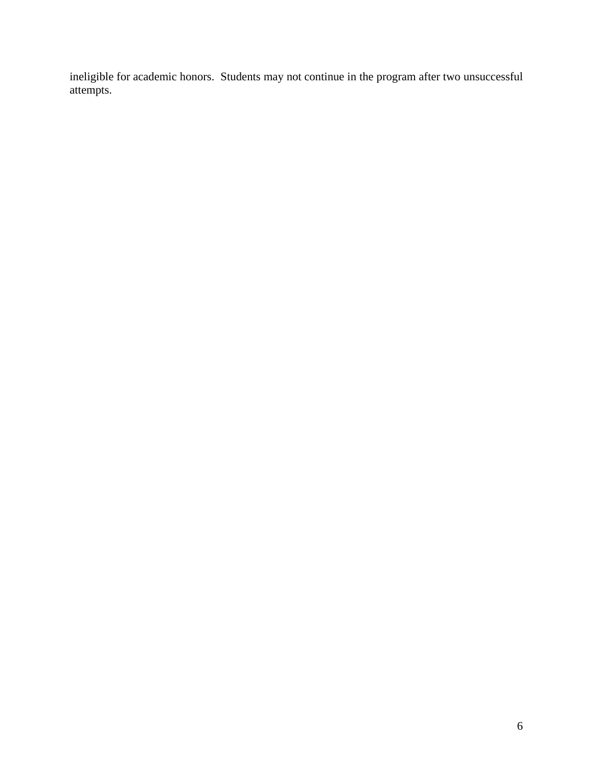ineligible for academic honors.  Students may not continue in the program after two unsuccessful attempts.